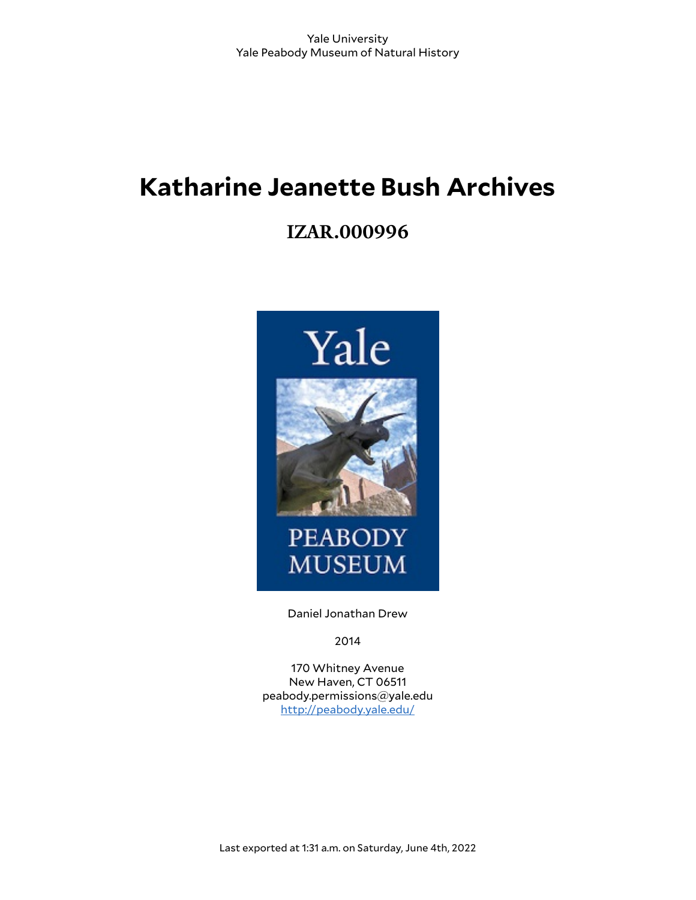Yale University
Yale Peabody Museum of Natural History

# Katharine Jeanette Bush Archives

## IZAR.000996

Daniel Jonathan Drew

2014

170 Whitney Avenue
New Haven, CT 06511
peabody.permissions@yale.edu
[http://peabody.yale.edu/](http://peabody.yale.edu/)

Last exported at 1:31 a.m. on Saturday, June 4th, 2022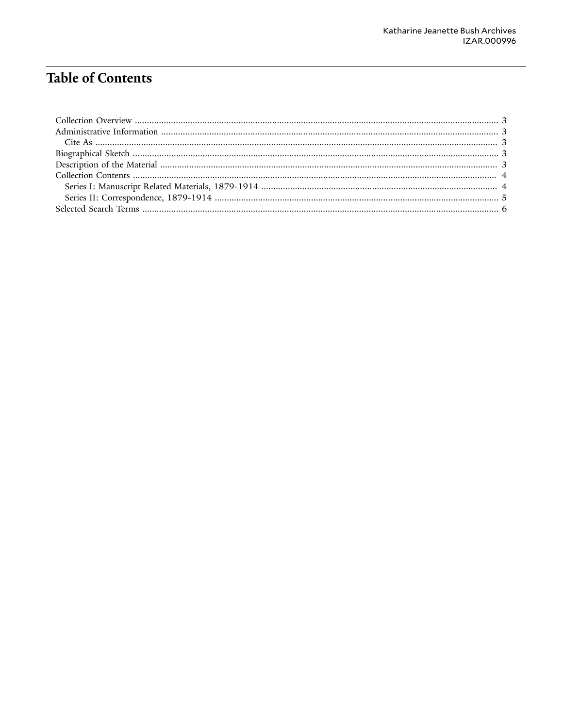# Table of Contents

- Collection Overview ........................................................................ 3
- Administrative Information ........................................................................ 3
  - Cite As ........................................................................ 3
- Biographical Sketch ........................................................................ 3
- Description of the Material ........................................................................ 3
- Collection Contents ........................................................................ 4
  - Series I: Manuscript Related Materials, 1879-1914 ........................................................................ 4
  - Series II: Correspondence, 1879-1914 ........................................................................ 5
- Selected Search Terms ........................................................................ 6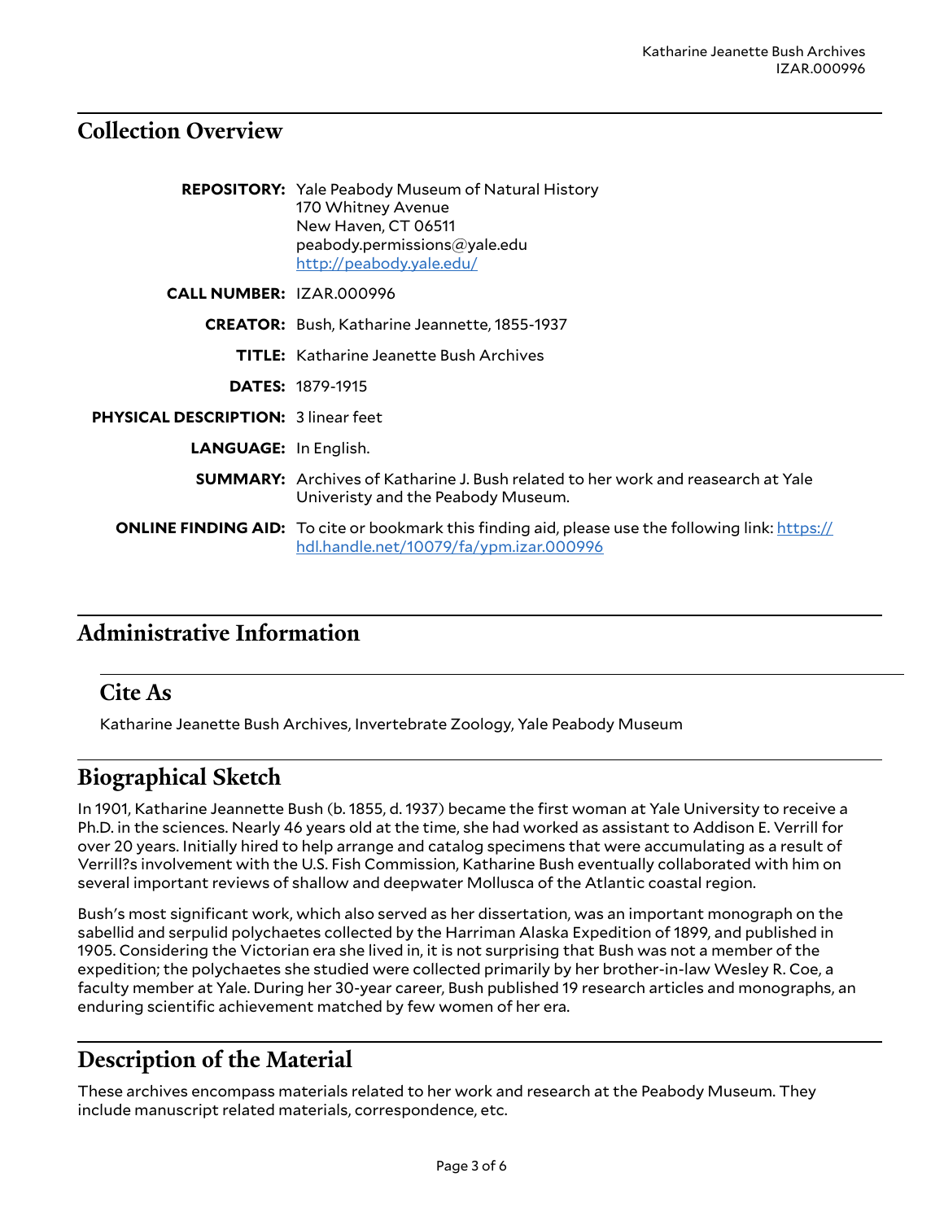## Collection Overview

**REPOSITORY:** Yale Peabody Museum of Natural History
170 Whitney Avenue
New Haven, CT 06511
peabody.permissions@yale.edu
http://peabody.yale.edu/

**CALL NUMBER:** IZAR.000996

**CREATOR:** Bush, Katharine Jeannette, 1855-1937

**TITLE:** Katharine Jeanette Bush Archives

**DATES:** 1879-1915

**PHYSICAL DESCRIPTION:** 3 linear feet

**LANGUAGE:** In English.

**SUMMARY:** Archives of Katharine J. Bush related to her work and reasearch at Yale Univeristy and the Peabody Museum.

**ONLINE FINDING AID:** To cite or bookmark this finding aid, please use the following link: https://hdl.handle.net/10079/fa/ypm.izar.000996

## Administrative Information

### Cite As

Katharine Jeanette Bush Archives, Invertebrate Zoology, Yale Peabody Museum

## Biographical Sketch

In 1901, Katharine Jeannette Bush (b. 1855, d. 1937) became the first woman at Yale University to receive a Ph.D. in the sciences. Nearly 46 years old at the time, she had worked as assistant to Addison E. Verrill for over 20 years. Initially hired to help arrange and catalog specimens that were accumulating as a result of Verrill?s involvement with the U.S. Fish Commission, Katharine Bush eventually collaborated with him on several important reviews of shallow and deepwater Mollusca of the Atlantic coastal region.

Bush's most significant work, which also served as her dissertation, was an important monograph on the sabellid and serpulid polychaetes collected by the Harriman Alaska Expedition of 1899, and published in 1905. Considering the Victorian era she lived in, it is not surprising that Bush was not a member of the expedition; the polychaetes she studied were collected primarily by her brother-in-law Wesley R. Coe, a faculty member at Yale. During her 30-year career, Bush published 19 research articles and monographs, an enduring scientific achievement matched by few women of her era.

## Description of the Material

These archives encompass materials related to her work and research at the Peabody Museum. They include manuscript related materials, correspondence, etc.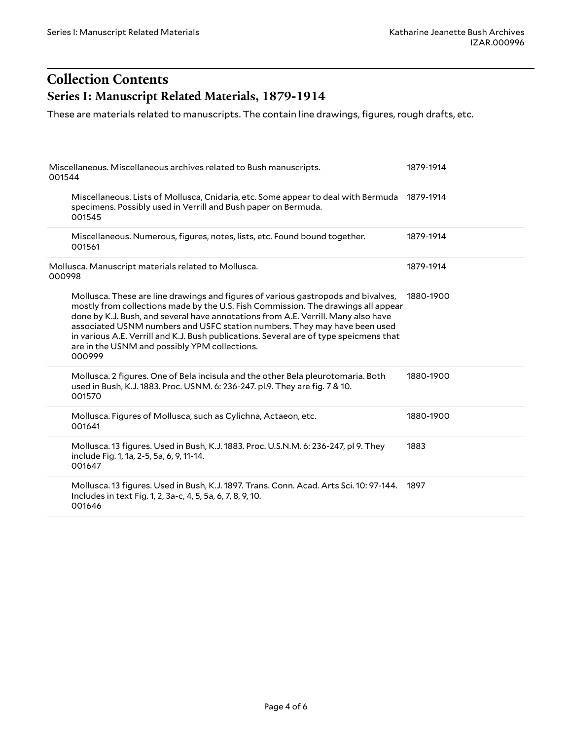## Collection Contents

### Series I: Manuscript Related Materials, 1879-1914

These are materials related to manuscripts. The contain line drawings, figures, rough drafts, etc.

| Description | Date |
|---|---|
| Miscellaneous. Miscellaneous archives related to Bush manuscripts. 001544 | 1879-1914 |
| Miscellaneous. Lists of Mollusca, Cnidaria, etc. Some appear to deal with Bermuda specimens. Possibly used in Verrill and Bush paper on Bermuda. 001545 | 1879-1914 |
| Miscellaneous. Numerous, figures, notes, lists, etc. Found bound together. 001561 | 1879-1914 |
| Mollusca. Manuscript materials related to Mollusca. 000998 | 1879-1914 |
| Mollusca. These are line drawings and figures of various gastropods and bivalves, mostly from collections made by the U.S. Fish Commission. The drawings all appear done by K.J. Bush, and several have annotations from A.E. Verrill. Many also have associated USNM numbers and USFC station numbers. They may have been used in various A.E. Verrill and K.J. Bush publications. Several are of type speicmens that are in the USNM and possibly YPM collections. 000999 | 1880-1900 |
| Mollusca. 2 figures. One of Bela incisula and the other Bela pleurotomaria. Both used in Bush, K.J. 1883. Proc. USNM. 6: 236-247. pl.9. They are fig. 7 & 10. 001570 | 1880-1900 |
| Mollusca. Figures of Mollusca, such as Cylichna, Actaeon, etc. 001641 | 1880-1900 |
| Mollusca. 13 figures. Used in Bush, K.J. 1883. Proc. U.S.N.M. 6: 236-247, pl 9. They include Fig. 1, 1a, 2-5, 5a, 6, 9, 11-14. 001647 | 1883 |
| Mollusca. 13 figures. Used in Bush, K.J. 1897. Trans. Conn. Acad. Arts Sci. 10: 97-144. Includes in text Fig. 1, 2, 3a-c, 4, 5, 5a, 6, 7, 8, 9, 10. 001646 | 1897 |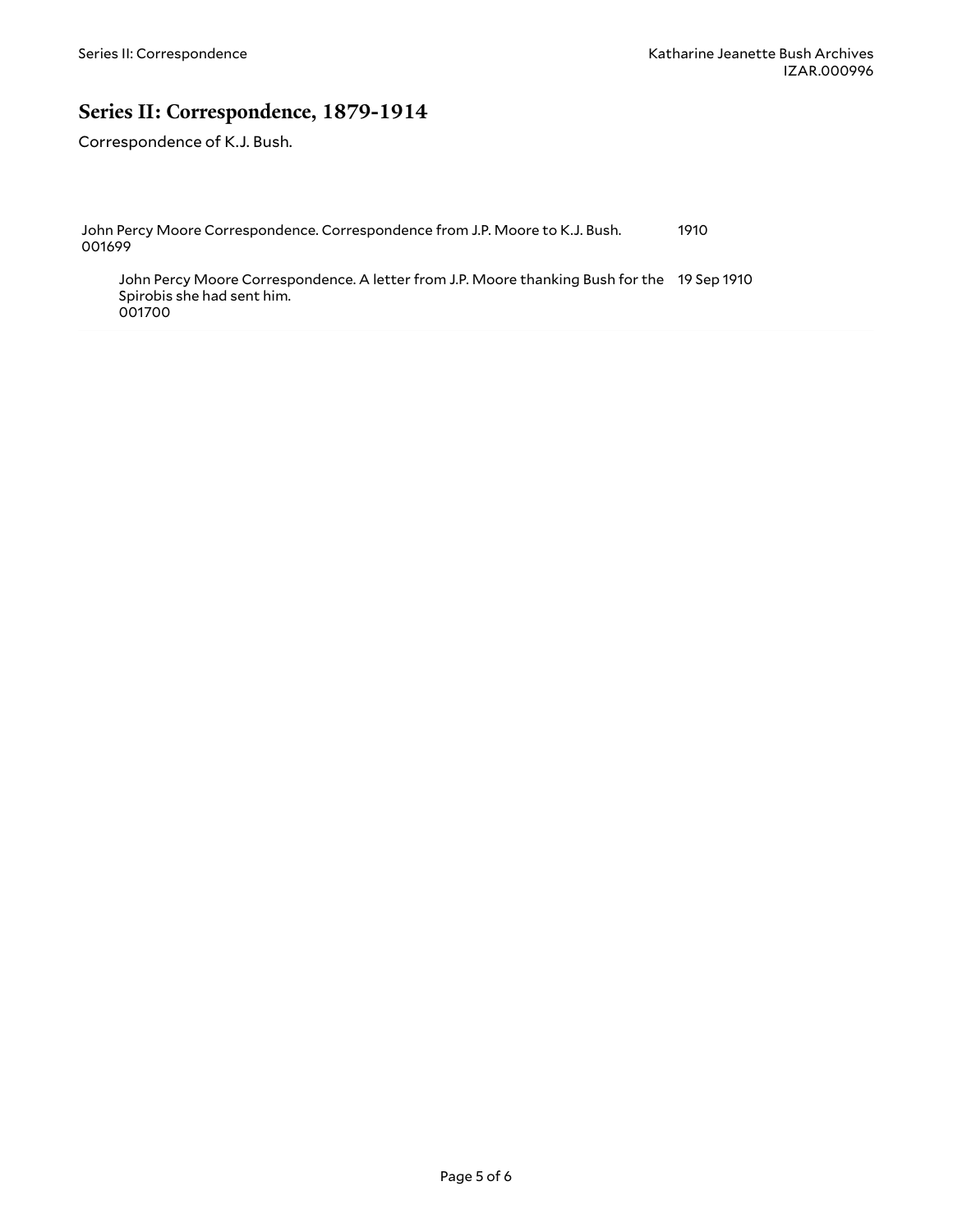## Series II: Correspondence, 1879-1914

Correspondence of K.J. Bush.

| | |
|---|---|
| John Percy Moore Correspondence. Correspondence from J.P. Moore to K.J. Bush.<br>001699 | 1910 |
| &nbsp;&nbsp;&nbsp;&nbsp;John Percy Moore Correspondence. A letter from J.P. Moore thanking Bush for the Spirobis she had sent him.<br>&nbsp;&nbsp;&nbsp;&nbsp;001700 | 19 Sep 1910 |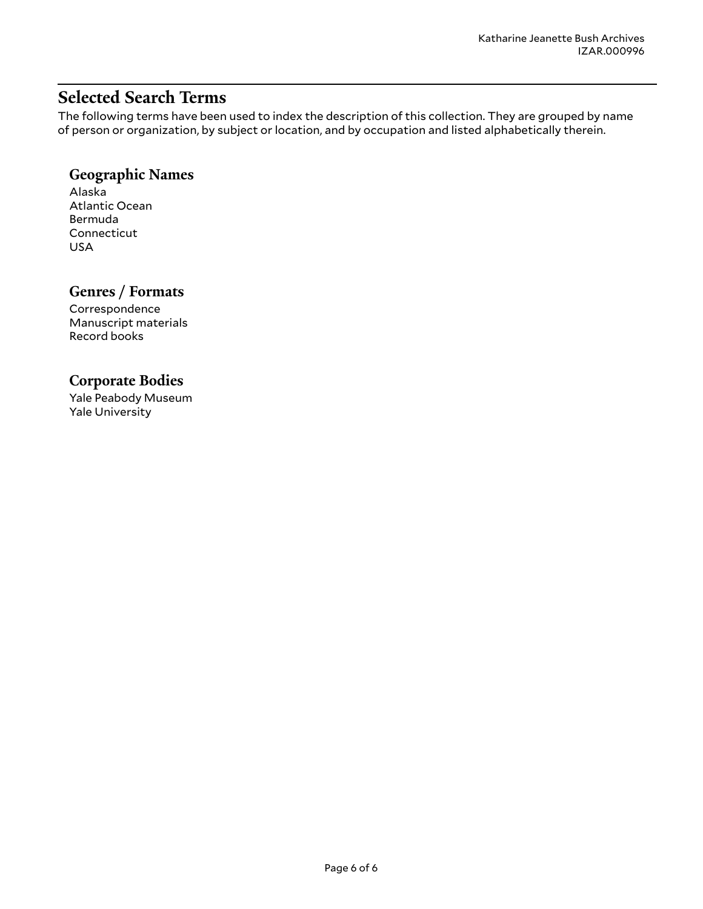## Selected Search Terms

The following terms have been used to index the description of this collection. They are grouped by name of person or organization, by subject or location, and by occupation and listed alphabetically therein.

### Geographic Names

Alaska
Atlantic Ocean
Bermuda
Connecticut
USA

### Genres / Formats

Correspondence
Manuscript materials
Record books

### Corporate Bodies

Yale Peabody Museum
Yale University